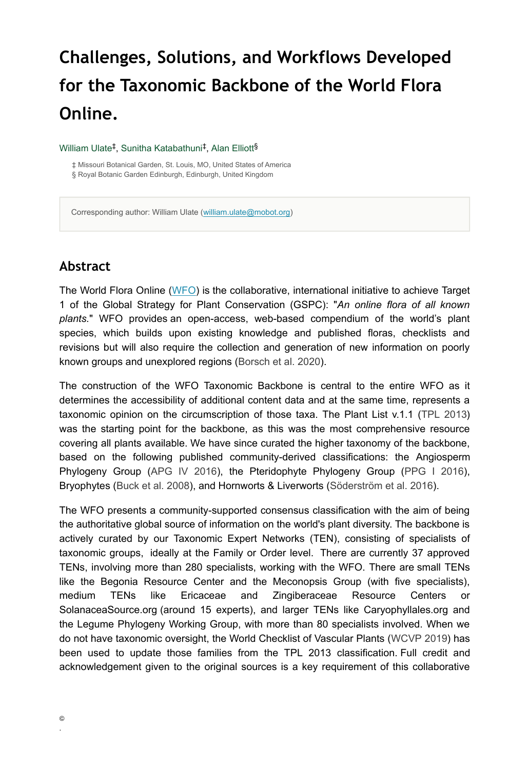# Challenges, Solutions, and Workflows Developed for the Taxonomic Backbone of the World Flora Online.

William Ulate[‡], Sunitha Katabathuni[‡], Alan Elliott[§]

‡ Missouri Botanical Garden, St. Louis, MO, United States of America
§ Royal Botanic Garden Edinburgh, Edinburgh, United Kingdom

Corresponding author: William Ulate (william.ulate@mobot.org)

## Abstract

The World Flora Online (WFO) is the collaborative, international initiative to achieve Target 1 of the Global Strategy for Plant Conservation (GSPC): "*An online flora of all known plants*." WFO provides an open-access, web-based compendium of the world's plant species, which builds upon existing knowledge and published floras, checklists and revisions but will also require the collection and generation of new information on poorly known groups and unexplored regions (Borsch et al. 2020).

The construction of the WFO Taxonomic Backbone is central to the entire WFO as it determines the accessibility of additional content data and at the same time, represents a taxonomic opinion on the circumscription of those taxa. The Plant List v.1.1 (TPL 2013) was the starting point for the backbone, as this was the most comprehensive resource covering all plants available. We have since curated the higher taxonomy of the backbone, based on the following published community-derived classifications: the Angiosperm Phylogeny Group (APG IV 2016), the Pteridophyte Phylogeny Group (PPG I 2016), Bryophytes (Buck et al. 2008), and Hornworts & Liverworts (Söderström et al. 2016).

The WFO presents a community-supported consensus classification with the aim of being the authoritative global source of information on the world's plant diversity. The backbone is actively curated by our Taxonomic Expert Networks (TEN), consisting of specialists of taxonomic groups, ideally at the Family or Order level. There are currently 37 approved TENs, involving more than 280 specialists, working with the WFO. There are small TENs like the Begonia Resource Center and the Meconopsis Group (with five specialists), medium TENs like Ericaceae and Zingiberaceae Resource Centers or SolanaceaSource.org (around 15 experts), and larger TENs like Caryophyllales.org and the Legume Phylogeny Working Group, with more than 80 specialists involved. When we do not have taxonomic oversight, the World Checklist of Vascular Plants (WCVP 2019) has been used to update those families from the TPL 2013 classification. Full credit and acknowledgement given to the original sources is a key requirement of this collaborative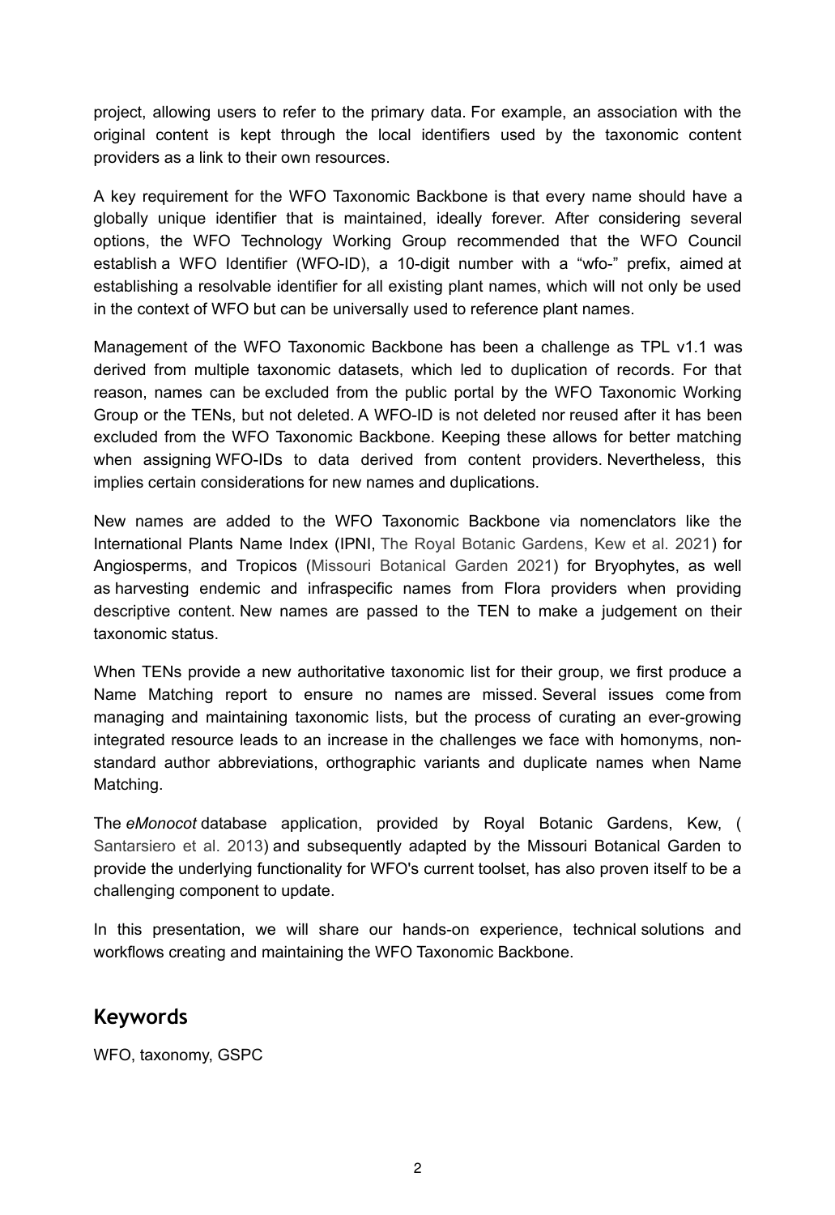project, allowing users to refer to the primary data. For example, an association with the original content is kept through the local identifiers used by the taxonomic content providers as a link to their own resources.

A key requirement for the WFO Taxonomic Backbone is that every name should have a globally unique identifier that is maintained, ideally forever. After considering several options, the WFO Technology Working Group recommended that the WFO Council establish a WFO Identifier (WFO-ID), a 10-digit number with a "wfo-" prefix, aimed at establishing a resolvable identifier for all existing plant names, which will not only be used in the context of WFO but can be universally used to reference plant names.

Management of the WFO Taxonomic Backbone has been a challenge as TPL v1.1 was derived from multiple taxonomic datasets, which led to duplication of records. For that reason, names can be excluded from the public portal by the WFO Taxonomic Working Group or the TENs, but not deleted. A WFO-ID is not deleted nor reused after it has been excluded from the WFO Taxonomic Backbone. Keeping these allows for better matching when assigning WFO-IDs to data derived from content providers. Nevertheless, this implies certain considerations for new names and duplications.

New names are added to the WFO Taxonomic Backbone via nomenclators like the International Plants Name Index (IPNI, The Royal Botanic Gardens, Kew et al. 2021) for Angiosperms, and Tropicos (Missouri Botanical Garden 2021) for Bryophytes, as well as harvesting endemic and infraspecific names from Flora providers when providing descriptive content. New names are passed to the TEN to make a judgement on their taxonomic status.

When TENs provide a new authoritative taxonomic list for their group, we first produce a Name Matching report to ensure no names are missed. Several issues come from managing and maintaining taxonomic lists, but the process of curating an ever-growing integrated resource leads to an increase in the challenges we face with homonyms, non-standard author abbreviations, orthographic variants and duplicate names when Name Matching.

The *eMonocot* database application, provided by Royal Botanic Gardens, Kew, (Santarsiero et al. 2013) and subsequently adapted by the Missouri Botanical Garden to provide the underlying functionality for WFO's current toolset, has also proven itself to be a challenging component to update.

In this presentation, we will share our hands-on experience, technical solutions and workflows creating and maintaining the WFO Taxonomic Backbone.

## Keywords

WFO, taxonomy, GSPC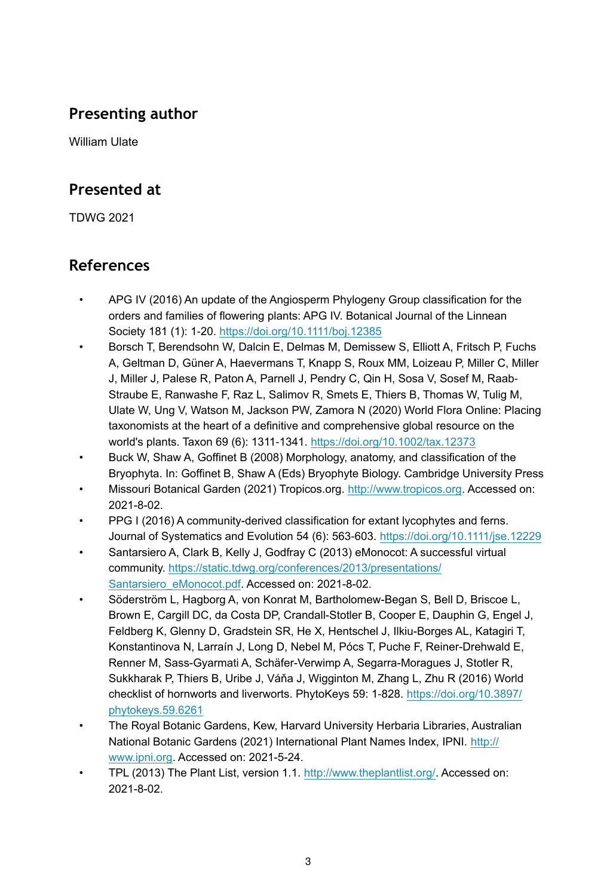## Presenting author

William Ulate

## Presented at

TDWG 2021

## References

- APG IV (2016) An update of the Angiosperm Phylogeny Group classification for the orders and families of flowering plants: APG IV. Botanical Journal of the Linnean Society 181 (1): 1-20. https://doi.org/10.1111/boj.12385
- Borsch T, Berendsohn W, Dalcin E, Delmas M, Demissew S, Elliott A, Fritsch P, Fuchs A, Geltman D, Güner A, Haevermans T, Knapp S, Roux MM, Loizeau P, Miller C, Miller J, Miller J, Palese R, Paton A, Parnell J, Pendry C, Qin H, Sosa V, Sosef M, Raab-Straube E, Ranwashe F, Raz L, Salimov R, Smets E, Thiers B, Thomas W, Tulig M, Ulate W, Ung V, Watson M, Jackson PW, Zamora N (2020) World Flora Online: Placing taxonomists at the heart of a definitive and comprehensive global resource on the world's plants. Taxon 69 (6): 1311-1341. https://doi.org/10.1002/tax.12373
- Buck W, Shaw A, Goffinet B (2008) Morphology, anatomy, and classification of the Bryophyta. In: Goffinet B, Shaw A (Eds) Bryophyte Biology. Cambridge University Press
- Missouri Botanical Garden (2021) Tropicos.org. http://www.tropicos.org. Accessed on: 2021-8-02.
- PPG I (2016) A community-derived classification for extant lycophytes and ferns. Journal of Systematics and Evolution 54 (6): 563-603. https://doi.org/10.1111/jse.12229
- Santarsiero A, Clark B, Kelly J, Godfray C (2013) eMonocot: A successful virtual community. https://static.tdwg.org/conferences/2013/presentations/Santarsiero_eMonocot.pdf. Accessed on: 2021-8-02.
- Söderström L, Hagborg A, von Konrat M, Bartholomew-Began S, Bell D, Briscoe L, Brown E, Cargill DC, da Costa DP, Crandall-Stotler B, Cooper E, Dauphin G, Engel J, Feldberg K, Glenny D, Gradstein SR, He X, Hentschel J, Ilkiu-Borges AL, Katagiri T, Konstantinova N, Larraín J, Long D, Nebel M, Pócs T, Puche F, Reiner-Drehwald E, Renner M, Sass-Gyarmati A, Schäfer-Verwimp A, Segarra-Moragues J, Stotler R, Sukkharak P, Thiers B, Uribe J, Váňa J, Wigginton M, Zhang L, Zhu R (2016) World checklist of hornworts and liverworts. PhytoKeys 59: 1-828. https://doi.org/10.3897/phytokeys.59.6261
- The Royal Botanic Gardens, Kew, Harvard University Herbaria Libraries, Australian National Botanic Gardens (2021) International Plant Names Index, IPNI. http://www.ipni.org. Accessed on: 2021-5-24.
- TPL (2013) The Plant List, version 1.1. http://www.theplantlist.org/. Accessed on: 2021-8-02.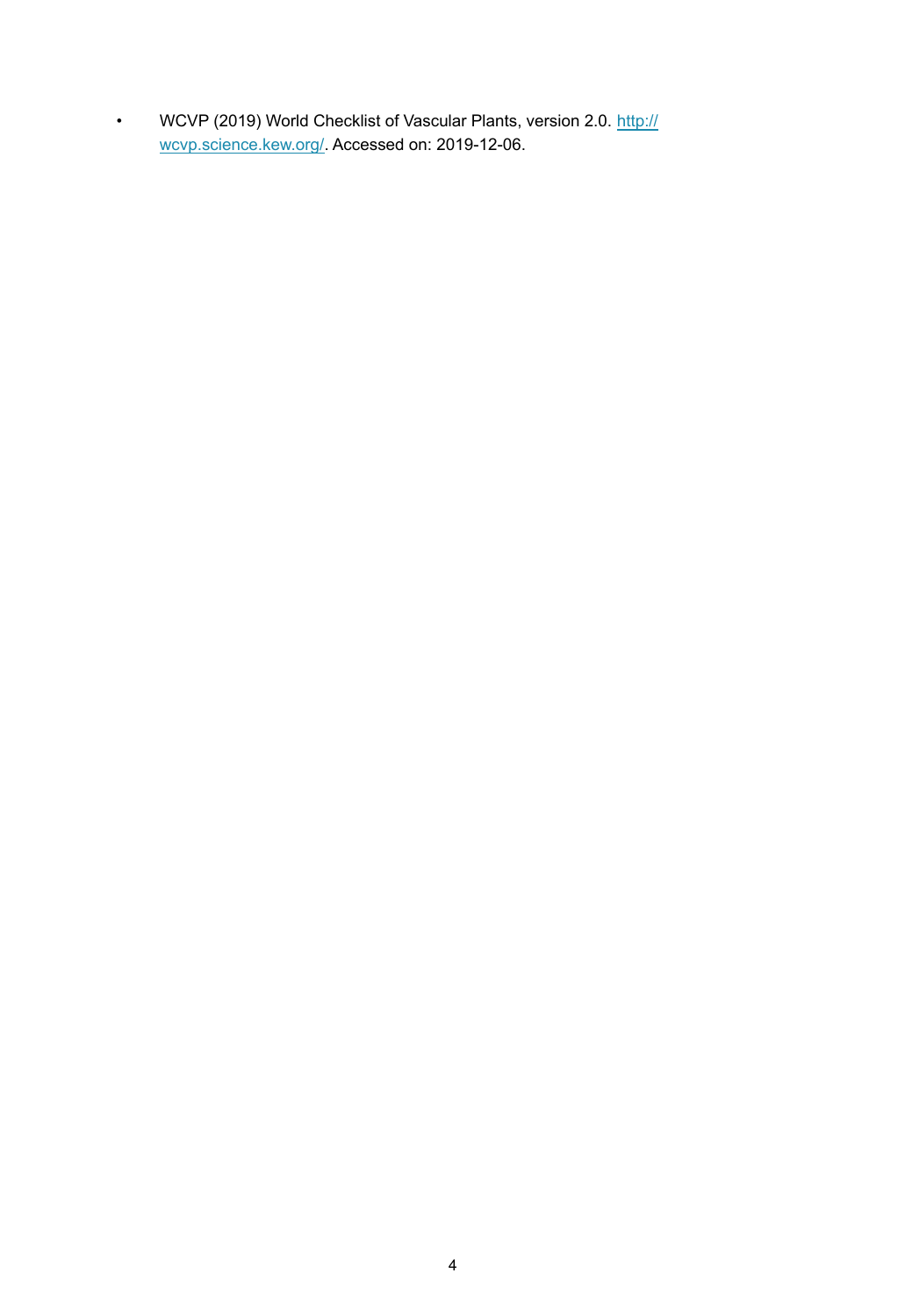- WCVP (2019) World Checklist of Vascular Plants, version 2.0. http://wcvp.science.kew.org/. Accessed on: 2019-12-06.